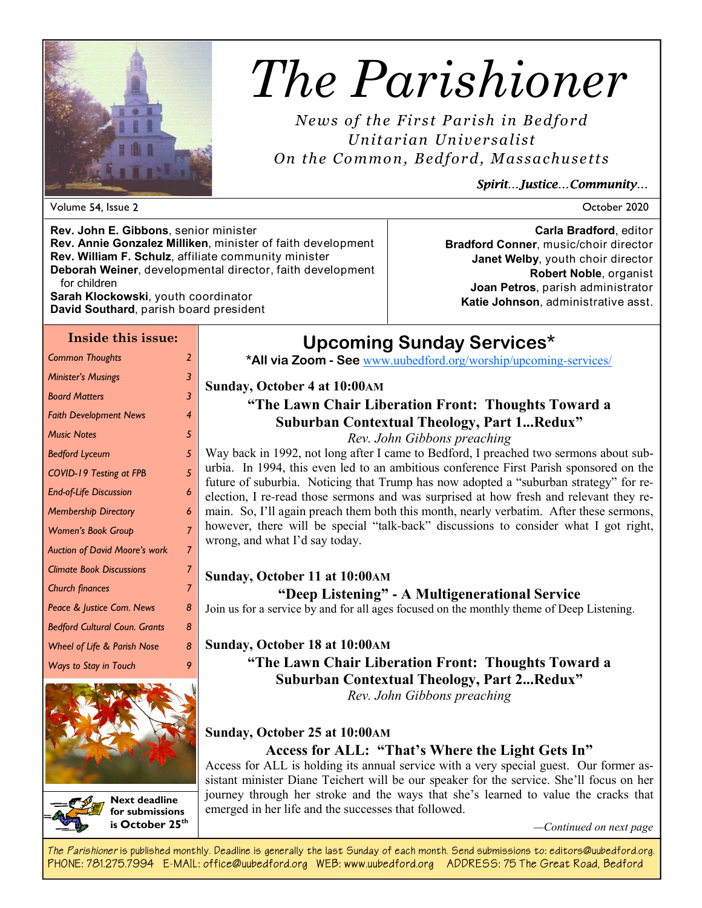# The Parishioner

*News of the First Parish in Bedford*
*Unitarian Universalist*
*On the Common, Bedford, Massachusetts*

***Spirit…Justice…Community…***

Volume 54, Issue 2 — October 2020

**Rev. John E. Gibbons**, senior minister
**Rev. Annie Gonzalez Milliken**, minister of faith development
**Rev. William F. Schulz**, affiliate community minister
**Deborah Weiner**, developmental director, faith development for children
**Sarah Klockowski**, youth coordinator
**David Southard**, parish board president

**Carla Bradford**, editor
**Bradford Conner**, music/choir director
**Janet Welby**, youth choir director
**Robert Noble**, organist
**Joan Petros**, parish administrator
**Katie Johnson**, administrative asst.

## Inside this issue:

| | |
|---|---|
| *Common Thoughts* | 2 |
| *Minister's Musings* | 3 |
| *Board Matters* | 3 |
| *Faith Development News* | 4 |
| *Music Notes* | 5 |
| *Bedford Lyceum* | 5 |
| *COVID-19 Testing at FPB* | 5 |
| *End-of-Life Discussion* | 6 |
| *Membership Directory* | 6 |
| *Women's Book Group* | 7 |
| *Auction of David Moore's work* | 7 |
| *Climate Book Discussions* | 7 |
| *Church finances* | 7 |
| *Peace & Justice Com. News* | 8 |
| *Bedford Cultural Coun. Grants* | 8 |
| *Wheel of Life & Parish Nose* | 8 |
| *Ways to Stay in Touch* | 9 |

**Next deadline for submissions is October 25th**

## Upcoming Sunday Services*

**\*All via Zoom - See** www.uubedford.org/worship/upcoming-services/

**Sunday, October 4 at 10:00AM**

**"The Lawn Chair Liberation Front: Thoughts Toward a Suburban Contextual Theology, Part 1...Redux"**

*Rev. John Gibbons preaching*

Way back in 1992, not long after I came to Bedford, I preached two sermons about suburbia. In 1994, this even led to an ambitious conference First Parish sponsored on the future of suburbia. Noticing that Trump has now adopted a "suburban strategy" for reelection, I re-read those sermons and was surprised at how fresh and relevant they remain. So, I'll again preach them both this month, nearly verbatim. After these sermons, however, there will be special "talk-back" discussions to consider what I got right, wrong, and what I'd say today.

**Sunday, October 11 at 10:00AM**

**"Deep Listening" - A Multigenerational Service**

Join us for a service by and for all ages focused on the monthly theme of Deep Listening.

**Sunday, October 18 at 10:00AM**

**"The Lawn Chair Liberation Front: Thoughts Toward a Suburban Contextual Theology, Part 2...Redux"**

*Rev. John Gibbons preaching*

**Sunday, October 25 at 10:00AM**

**Access for ALL: "That's Where the Light Gets In"**

Access for ALL is holding its annual service with a very special guest. Our former assistant minister Diane Teichert will be our speaker for the service. She'll focus on her journey through her stroke and the ways that she's learned to value the cracks that emerged in her life and the successes that followed.

*—Continued on next page*

*The Parishioner* is published monthly. Deadline is generally the last Sunday of each month. Send submissions to: editors@uubedford.org.
PHONE: 781.275.7994 E-MAIL: office@uubedford.org WEB: www.uubedford.org ADDRESS: 75 The Great Road, Bedford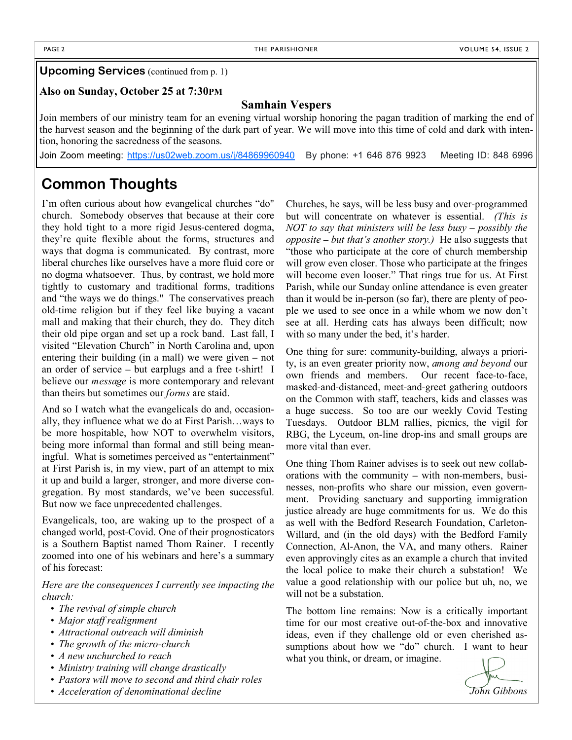**Upcoming Services** (continued from p. 1)

**Also on Sunday, October 25 at 7:30PM**

**Samhain Vespers**

Join members of our ministry team for an evening virtual worship honoring the pagan tradition of marking the end of the harvest season and the beginning of the dark part of year. We will move into this time of cold and dark with intention, honoring the sacredness of the seasons.

Join Zoom meeting: https://us02web.zoom.us/j/84869960940 By phone: +1 646 876 9923 Meeting ID: 848 6996

## Common Thoughts

I'm often curious about how evangelical churches "do" church. Somebody observes that because at their core they hold tight to a more rigid Jesus-centered dogma, they're quite flexible about the forms, structures and ways that dogma is communicated. By contrast, more liberal churches like ourselves have a more fluid core or no dogma whatsoever. Thus, by contrast, we hold more tightly to customary and traditional forms, traditions and "the ways we do things." The conservatives preach old-time religion but if they feel like buying a vacant mall and making that their church, they do. They ditch their old pipe organ and set up a rock band. Last fall, I visited "Elevation Church" in North Carolina and, upon entering their building (in a mall) we were given – not an order of service – but earplugs and a free t-shirt! I believe our *message* is more contemporary and relevant than theirs but sometimes our *forms* are staid.

And so I watch what the evangelicals do and, occasionally, they influence what we do at First Parish…ways to be more hospitable, how NOT to overwhelm visitors, being more informal than formal and still being meaningful. What is sometimes perceived as "entertainment" at First Parish is, in my view, part of an attempt to mix it up and build a larger, stronger, and more diverse congregation. By most standards, we've been successful. But now we face unprecedented challenges.

Evangelicals, too, are waking up to the prospect of a changed world, post-Covid. One of their prognosticators is a Southern Baptist named Thom Rainer. I recently zoomed into one of his webinars and here's a summary of his forecast:

*Here are the consequences I currently see impacting the church:*

- *The revival of simple church*
- *Major staff realignment*
- *Attractional outreach will diminish*
- *The growth of the micro-church*
- *A new unchurched to reach*
- *Ministry training will change drastically*
- *Pastors will move to second and third chair roles*
- *Acceleration of denominational decline*

Churches, he says, will be less busy and over-programmed but will concentrate on whatever is essential. *(This is NOT to say that ministers will be less busy – possibly the opposite – but that's another story.)* He also suggests that "those who participate at the core of church membership will grow even closer. Those who participate at the fringes will become even looser." That rings true for us. At First Parish, while our Sunday online attendance is even greater than it would be in-person (so far), there are plenty of people we used to see once in a while whom we now don't see at all. Herding cats has always been difficult; now with so many under the bed, it's harder.

One thing for sure: community-building, always a priority, is an even greater priority now, *among and beyond* our own friends and members. Our recent face-to-face, masked-and-distanced, meet-and-greet gathering outdoors on the Common with staff, teachers, kids and classes was a huge success. So too are our weekly Covid Testing Tuesdays. Outdoor BLM rallies, picnics, the vigil for RBG, the Lyceum, on-line drop-ins and small groups are more vital than ever.

One thing Thom Rainer advises is to seek out new collaborations with the community – with non-members, businesses, non-profits who share our mission, even government. Providing sanctuary and supporting immigration justice already are huge commitments for us. We do this as well with the Bedford Research Foundation, Carleton-Willard, and (in the old days) with the Bedford Family Connection, Al-Anon, the VA, and many others. Rainer even approvingly cites as an example a church that invited the local police to make their church a substation! We value a good relationship with our police but uh, no, we will not be a substation.

The bottom line remains: Now is a critically important time for our most creative out-of-the-box and innovative ideas, even if they challenge old or even cherished assumptions about how we "do" church. I want to hear what you think, or dream, or imagine.

*John Gibbons*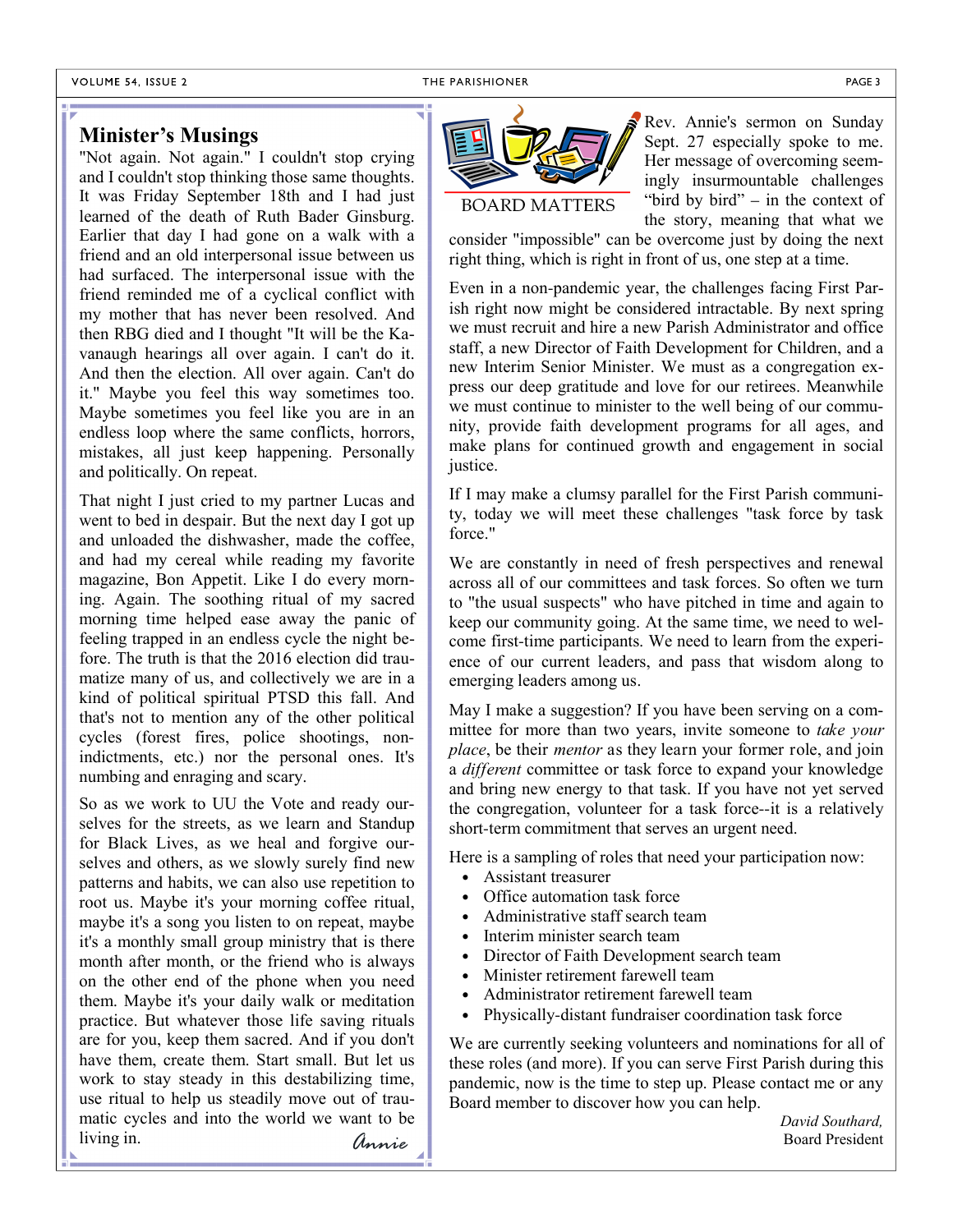## Minister's Musings

"Not again. Not again." I couldn't stop crying and I couldn't stop thinking those same thoughts. It was Friday September 18th and I had just learned of the death of Ruth Bader Ginsburg. Earlier that day I had gone on a walk with a friend and an old interpersonal issue between us had surfaced. The interpersonal issue with the friend reminded me of a cyclical conflict with my mother that has never been resolved. And then RBG died and I thought "It will be the Kavanaugh hearings all over again. I can't do it. And then the election. All over again. Can't do it." Maybe you feel this way sometimes too. Maybe sometimes you feel like you are in an endless loop where the same conflicts, horrors, mistakes, all just keep happening. Personally and politically. On repeat.

That night I just cried to my partner Lucas and went to bed in despair. But the next day I got up and unloaded the dishwasher, made the coffee, and had my cereal while reading my favorite magazine, Bon Appetit. Like I do every morning. Again. The soothing ritual of my sacred morning time helped ease away the panic of feeling trapped in an endless cycle the night before. The truth is that the 2016 election did traumatize many of us, and collectively we are in a kind of political spiritual PTSD this fall. And that's not to mention any of the other political cycles (forest fires, police shootings, non-indictments, etc.) nor the personal ones. It's numbing and enraging and scary.

So as we work to UU the Vote and ready ourselves for the streets, as we learn and Standup for Black Lives, as we heal and forgive ourselves and others, as we slowly surely find new patterns and habits, we can also use repetition to root us. Maybe it's your morning coffee ritual, maybe it's a song you listen to on repeat, maybe it's a monthly small group ministry that is there month after month, or the friend who is always on the other end of the phone when you need them. Maybe it's your daily walk or meditation practice. But whatever those life saving rituals are for you, keep them sacred. And if you don't have them, create them. Start small. But let us work to stay steady in this destabilizing time, use ritual to help us steadily move out of traumatic cycles and into the world we want to be living in.

*Annie*

## BOARD MATTERS

Rev. Annie's sermon on Sunday Sept. 27 especially spoke to me. Her message of overcoming seemingly insurmountable challenges "bird by bird" – in the context of the story, meaning that what we consider "impossible" can be overcome just by doing the next right thing, which is right in front of us, one step at a time.

Even in a non-pandemic year, the challenges facing First Parish right now might be considered intractable. By next spring we must recruit and hire a new Parish Administrator and office staff, a new Director of Faith Development for Children, and a new Interim Senior Minister. We must as a congregation express our deep gratitude and love for our retirees. Meanwhile we must continue to minister to the well being of our community, provide faith development programs for all ages, and make plans for continued growth and engagement in social justice.

If I may make a clumsy parallel for the First Parish community, today we will meet these challenges "task force by task force."

We are constantly in need of fresh perspectives and renewal across all of our committees and task forces. So often we turn to "the usual suspects" who have pitched in time and again to keep our community going. At the same time, we need to welcome first-time participants. We need to learn from the experience of our current leaders, and pass that wisdom along to emerging leaders among us.

May I make a suggestion? If you have been serving on a committee for more than two years, invite someone to *take your place*, be their *mentor* as they learn your former role, and join a *different* committee or task force to expand your knowledge and bring new energy to that task. If you have not yet served the congregation, volunteer for a task force--it is a relatively short-term commitment that serves an urgent need.

Here is a sampling of roles that need your participation now:

- Assistant treasurer
- Office automation task force
- Administrative staff search team
- Interim minister search team
- Director of Faith Development search team
- Minister retirement farewell team
- Administrator retirement farewell team
- Physically-distant fundraiser coordination task force

We are currently seeking volunteers and nominations for all of these roles (and more). If you can serve First Parish during this pandemic, now is the time to step up. Please contact me or any Board member to discover how you can help.

*David Southard,*
Board President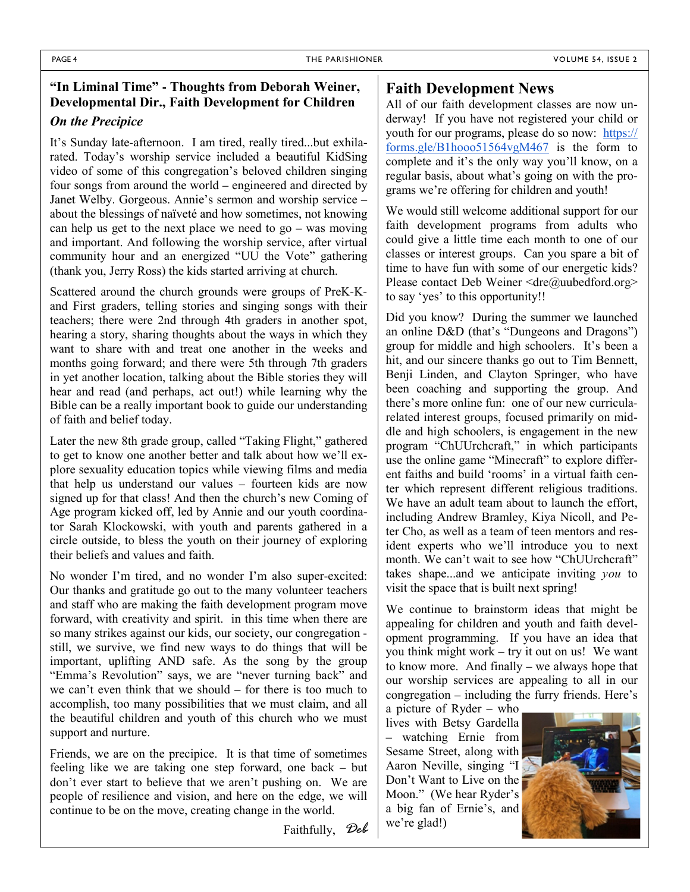## "In Liminal Time" - Thoughts from Deborah Weiner, Developmental Dir., Faith Development for Children

### *On the Precipice*

It's Sunday late-afternoon. I am tired, really tired...but exhilarated. Today's worship service included a beautiful KidSing video of some of this congregation's beloved children singing four songs from around the world – engineered and directed by Janet Welby. Gorgeous. Annie's sermon and worship service – about the blessings of naïveté and how sometimes, not knowing can help us get to the next place we need to go – was moving and important. And following the worship service, after virtual community hour and an energized "UU the Vote" gathering (thank you, Jerry Ross) the kids started arriving at church.

Scattered around the church grounds were groups of PreK-K-and First graders, telling stories and singing songs with their teachers; there were 2nd through 4th graders in another spot, hearing a story, sharing thoughts about the ways in which they want to share with and treat one another in the weeks and months going forward; and there were 5th through 7th graders in yet another location, talking about the Bible stories they will hear and read (and perhaps, act out!) while learning why the Bible can be a really important book to guide our understanding of faith and belief today.

Later the new 8th grade group, called "Taking Flight," gathered to get to know one another better and talk about how we'll explore sexuality education topics while viewing films and media that help us understand our values – fourteen kids are now signed up for that class! And then the church's new Coming of Age program kicked off, led by Annie and our youth coordinator Sarah Klockowski, with youth and parents gathered in a circle outside, to bless the youth on their journey of exploring their beliefs and values and faith.

No wonder I'm tired, and no wonder I'm also super-excited: Our thanks and gratitude go out to the many volunteer teachers and staff who are making the faith development program move forward, with creativity and spirit. in this time when there are so many strikes against our kids, our society, our congregation - still, we survive, we find new ways to do things that will be important, uplifting AND safe. As the song by the group "Emma's Revolution" says, we are "never turning back" and we can't even think that we should – for there is too much to accomplish, too many possibilities that we must claim, and all the beautiful children and youth of this church who we must support and nurture.

Friends, we are on the precipice. It is that time of sometimes feeling like we are taking one step forward, one back – but don't ever start to believe that we aren't pushing on. We are people of resilience and vision, and here on the edge, we will continue to be on the move, creating change in the world.

Faithfully, *Deb*

## Faith Development News

All of our faith development classes are now underway! If you have not registered your child or youth for our programs, please do so now: https://forms.gle/B1hooo51564vgM467 is the form to complete and it's the only way you'll know, on a regular basis, about what's going on with the programs we're offering for children and youth!

We would still welcome additional support for our faith development programs from adults who could give a little time each month to one of our classes or interest groups. Can you spare a bit of time to have fun with some of our energetic kids? Please contact Deb Weiner <dre@uubedford.org> to say 'yes' to this opportunity!!

Did you know? During the summer we launched an online D&D (that's "Dungeons and Dragons") group for middle and high schoolers. It's been a hit, and our sincere thanks go out to Tim Bennett, Benji Linden, and Clayton Springer, who have been coaching and supporting the group. And there's more online fun: one of our new curricula-related interest groups, focused primarily on middle and high schoolers, is engagement in the new program "ChUUrchcraft," in which participants use the online game "Minecraft" to explore different faiths and build 'rooms' in a virtual faith center which represent different religious traditions. We have an adult team about to launch the effort, including Andrew Bramley, Kiya Nicoll, and Peter Cho, as well as a team of teen mentors and resident experts who we'll introduce you to next month. We can't wait to see how "ChUUrchcraft" takes shape...and we anticipate inviting *you* to visit the space that is built next spring!

We continue to brainstorm ideas that might be appealing for children and youth and faith development programming. If you have an idea that you think might work – try it out on us! We want to know more. And finally – we always hope that our worship services are appealing to all in our congregation – including the furry friends. Here's a picture of Ryder – who lives with Betsy Gardella – watching Ernie from Sesame Street, along with Aaron Neville, singing "I Don't Want to Live on the Moon." (We hear Ryder's a big fan of Ernie's, and we're glad!)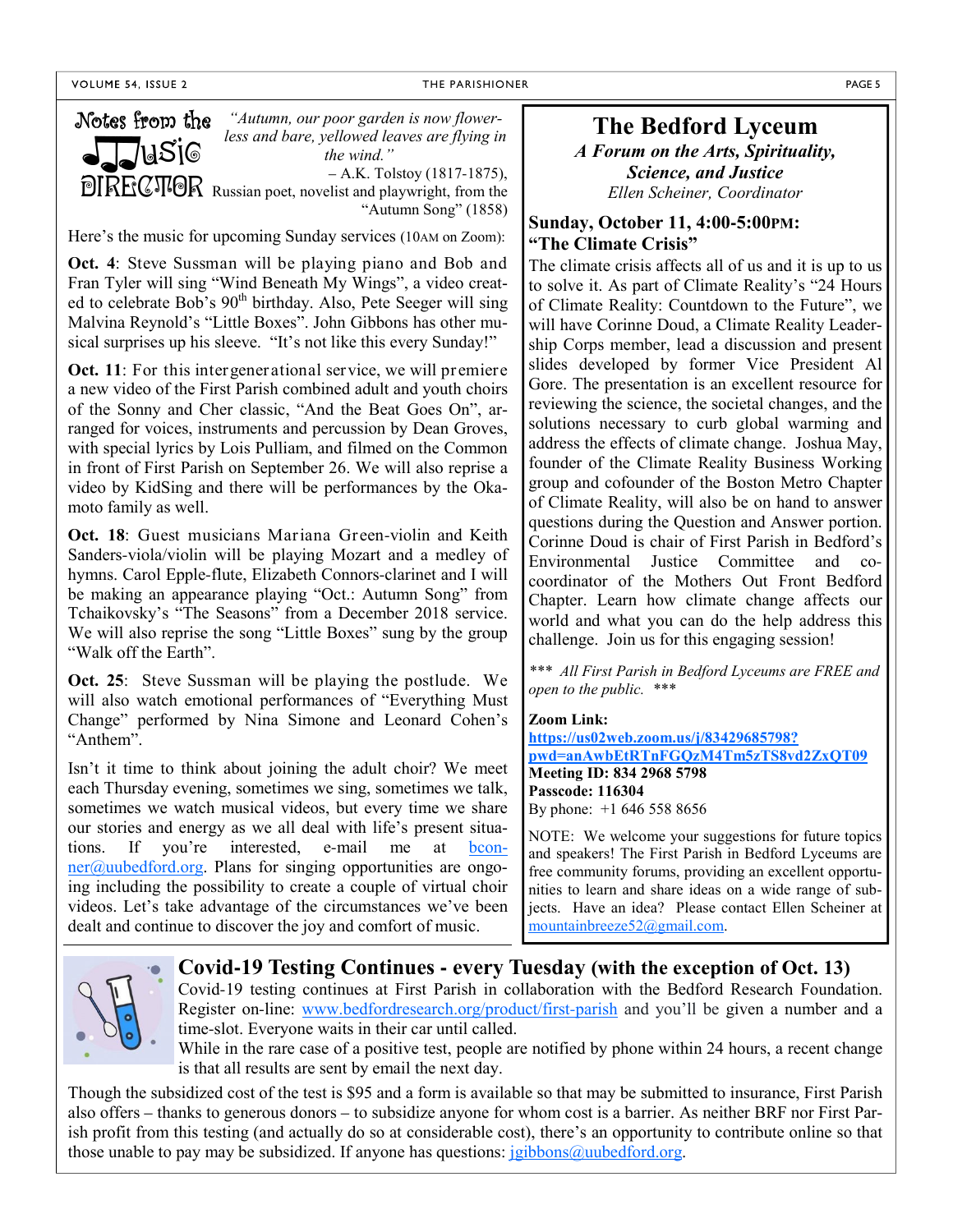## Notes from the Music Director

*"Autumn, our poor garden is now flower-less and bare, yellowed leaves are flying in the wind."*
– A.K. Tolstoy (1817-1875), Russian poet, novelist and playwright, from the "Autumn Song" (1858)

Here's the music for upcoming Sunday services (10AM on Zoom):

**Oct. 4**: Steve Sussman will be playing piano and Bob and Fran Tyler will sing "Wind Beneath My Wings", a video created to celebrate Bob's 90th birthday. Also, Pete Seeger will sing Malvina Reynold's "Little Boxes". John Gibbons has other musical surprises up his sleeve. "It's not like this every Sunday!"

**Oct. 11**: For this intergenerational service, we will premiere a new video of the First Parish combined adult and youth choirs of the Sonny and Cher classic, "And the Beat Goes On", arranged for voices, instruments and percussion by Dean Groves, with special lyrics by Lois Pulliam, and filmed on the Common in front of First Parish on September 26. We will also reprise a video by KidSing and there will be performances by the Okamoto family as well.

**Oct. 18**: Guest musicians Mariana Green-violin and Keith Sanders-viola/violin will be playing Mozart and a medley of hymns. Carol Epple-flute, Elizabeth Connors-clarinet and I will be making an appearance playing "Oct.: Autumn Song" from Tchaikovsky's "The Seasons" from a December 2018 service. We will also reprise the song "Little Boxes" sung by the group "Walk off the Earth".

**Oct. 25**: Steve Sussman will be playing the postlude. We will also watch emotional performances of "Everything Must Change" performed by Nina Simone and Leonard Cohen's "Anthem".

Isn't it time to think about joining the adult choir? We meet each Thursday evening, sometimes we sing, sometimes we talk, sometimes we watch musical videos, but every time we share our stories and energy as we all deal with life's present situations. If you're interested, e-mail me at bconner@uubedford.org. Plans for singing opportunities are ongoing including the possibility to create a couple of virtual choir videos. Let's take advantage of the circumstances we've been dealt and continue to discover the joy and comfort of music.

## The Bedford Lyceum

***A Forum on the Arts, Spirituality, Science, and Justice***

*Ellen Scheiner, Coordinator*

### Sunday, October 11, 4:00-5:00PM: "The Climate Crisis"

The climate crisis affects all of us and it is up to us to solve it. As part of Climate Reality's "24 Hours of Climate Reality: Countdown to the Future", we will have Corinne Doud, a Climate Reality Leadership Corps member, lead a discussion and present slides developed by former Vice President Al Gore. The presentation is an excellent resource for reviewing the science, the societal changes, and the solutions necessary to curb global warming and address the effects of climate change. Joshua May, founder of the Climate Reality Business Working group and cofounder of the Boston Metro Chapter of Climate Reality, will also be on hand to answer questions during the Question and Answer portion. Corinne Doud is chair of First Parish in Bedford's Environmental Justice Committee and co-coordinator of the Mothers Out Front Bedford Chapter. Learn how climate change affects our world and what you can do the help address this challenge. Join us for this engaging session!

*** *All First Parish in Bedford Lyceums are FREE and open to the public.* ***

**Zoom Link:**
**https://us02web.zoom.us/j/83429685798?pwd=anAwbEtRTnFGQzM4Tm5zTS8vd2ZxQT09**
**Meeting ID: 834 2968 5798**
**Passcode: 116304**
By phone: +1 646 558 8656

NOTE: We welcome your suggestions for future topics and speakers! The First Parish in Bedford Lyceums are free community forums, providing an excellent opportunities to learn and share ideas on a wide range of subjects. Have an idea? Please contact Ellen Scheiner at mountainbreeze52@gmail.com.

## Covid-19 Testing Continues - every Tuesday (with the exception of Oct. 13)

Covid-19 testing continues at First Parish in collaboration with the Bedford Research Foundation. Register on-line: www.bedfordresearch.org/product/first-parish and you'll be given a number and a time-slot. Everyone waits in their car until called.

While in the rare case of a positive test, people are notified by phone within 24 hours, a recent change is that all results are sent by email the next day.

Though the subsidized cost of the test is $95 and a form is available so that may be submitted to insurance, First Parish also offers – thanks to generous donors – to subsidize anyone for whom cost is a barrier. As neither BRF nor First Parish profit from this testing (and actually do so at considerable cost), there's an opportunity to contribute online so that those unable to pay may be subsidized. If anyone has questions: jgibbons@uubedford.org.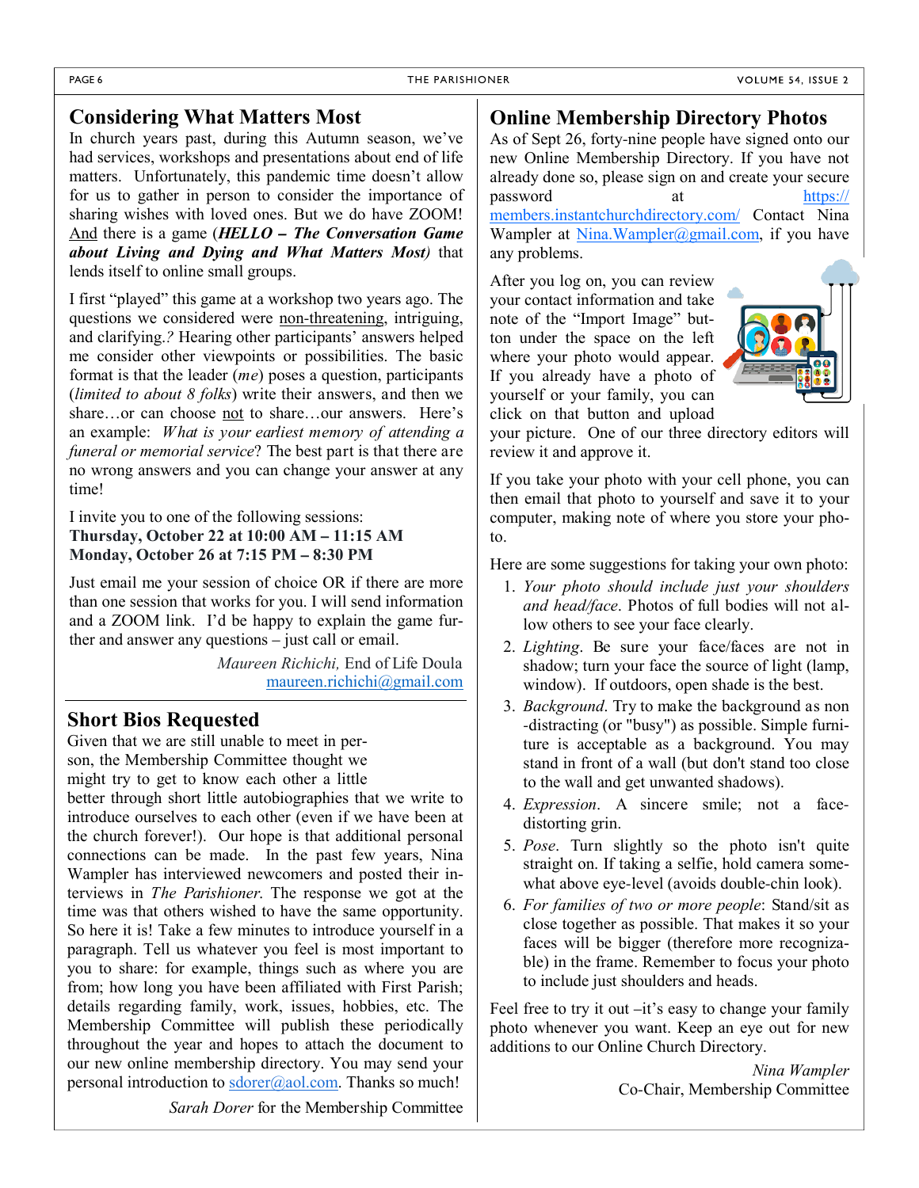## Considering What Matters Most

In church years past, during this Autumn season, we've had services, workshops and presentations about end of life matters. Unfortunately, this pandemic time doesn't allow for us to gather in person to consider the importance of sharing wishes with loved ones. But we do have ZOOM! And there is a game (***HELLO – The Conversation Game about Living and Dying and What Matters Most)*** that lends itself to online small groups.

I first "played" this game at a workshop two years ago. The questions we considered were non-threatening, intriguing, and clarifying.*?* Hearing other participants' answers helped me consider other viewpoints or possibilities. The basic format is that the leader (*me*) poses a question, participants (*limited to about 8 folks*) write their answers, and then we share…or can choose not to share…our answers. Here's an example: *What is your earliest memory of attending a funeral or memorial service*? The best part is that there are no wrong answers and you can change your answer at any time!

I invite you to one of the following sessions:
**Thursday, October 22 at 10:00 AM – 11:15 AM**
**Monday, October 26 at 7:15 PM – 8:30 PM**

Just email me your session of choice OR if there are more than one session that works for you. I will send information and a ZOOM link. I'd be happy to explain the game further and answer any questions – just call or email.

*Maureen Richichi,* End of Life Doula
maureen.richichi@gmail.com

## Short Bios Requested

Given that we are still unable to meet in person, the Membership Committee thought we might try to get to know each other a little better through short little autobiographies that we write to introduce ourselves to each other (even if we have been at the church forever!). Our hope is that additional personal connections can be made. In the past few years, Nina Wampler has interviewed newcomers and posted their interviews in *The Parishioner*. The response we got at the time was that others wished to have the same opportunity. So here it is! Take a few minutes to introduce yourself in a paragraph. Tell us whatever you feel is most important to you to share: for example, things such as where you are from; how long you have been affiliated with First Parish; details regarding family, work, issues, hobbies, etc. The Membership Committee will publish these periodically throughout the year and hopes to attach the document to our new online membership directory. You may send your personal introduction to sdorer@aol.com. Thanks so much!

*Sarah Dorer* for the Membership Committee

## Online Membership Directory Photos

As of Sept 26, forty-nine people have signed onto our new Online Membership Directory. If you have not already done so, please sign on and create your secure password at https://members.instantchurchdirectory.com/ Contact Nina Wampler at Nina.Wampler@gmail.com, if you have any problems.

After you log on, you can review your contact information and take note of the "Import Image" button under the space on the left where your photo would appear. If you already have a photo of yourself or your family, you can click on that button and upload your picture. One of our three directory editors will review it and approve it.

If you take your photo with your cell phone, you can then email that photo to yourself and save it to your computer, making note of where you store your photo.

Here are some suggestions for taking your own photo:

1. *Your photo should include just your shoulders and head/face*. Photos of full bodies will not allow others to see your face clearly.
2. *Lighting*. Be sure your face/faces are not in shadow; turn your face the source of light (lamp, window). If outdoors, open shade is the best.
3. *Background*. Try to make the background as non-distracting (or "busy") as possible. Simple furniture is acceptable as a background. You may stand in front of a wall (but don't stand too close to the wall and get unwanted shadows).
4. *Expression*. A sincere smile; not a face-distorting grin.
5. *Pose*. Turn slightly so the photo isn't quite straight on. If taking a selfie, hold camera somewhat above eye-level (avoids double-chin look).
6. *For families of two or more people*: Stand/sit as close together as possible. That makes it so your faces will be bigger (therefore more recognizable) in the frame. Remember to focus your photo to include just shoulders and heads.

Feel free to try it out –it's easy to change your family photo whenever you want. Keep an eye out for new additions to our Online Church Directory.

*Nina Wampler*
Co-Chair, Membership Committee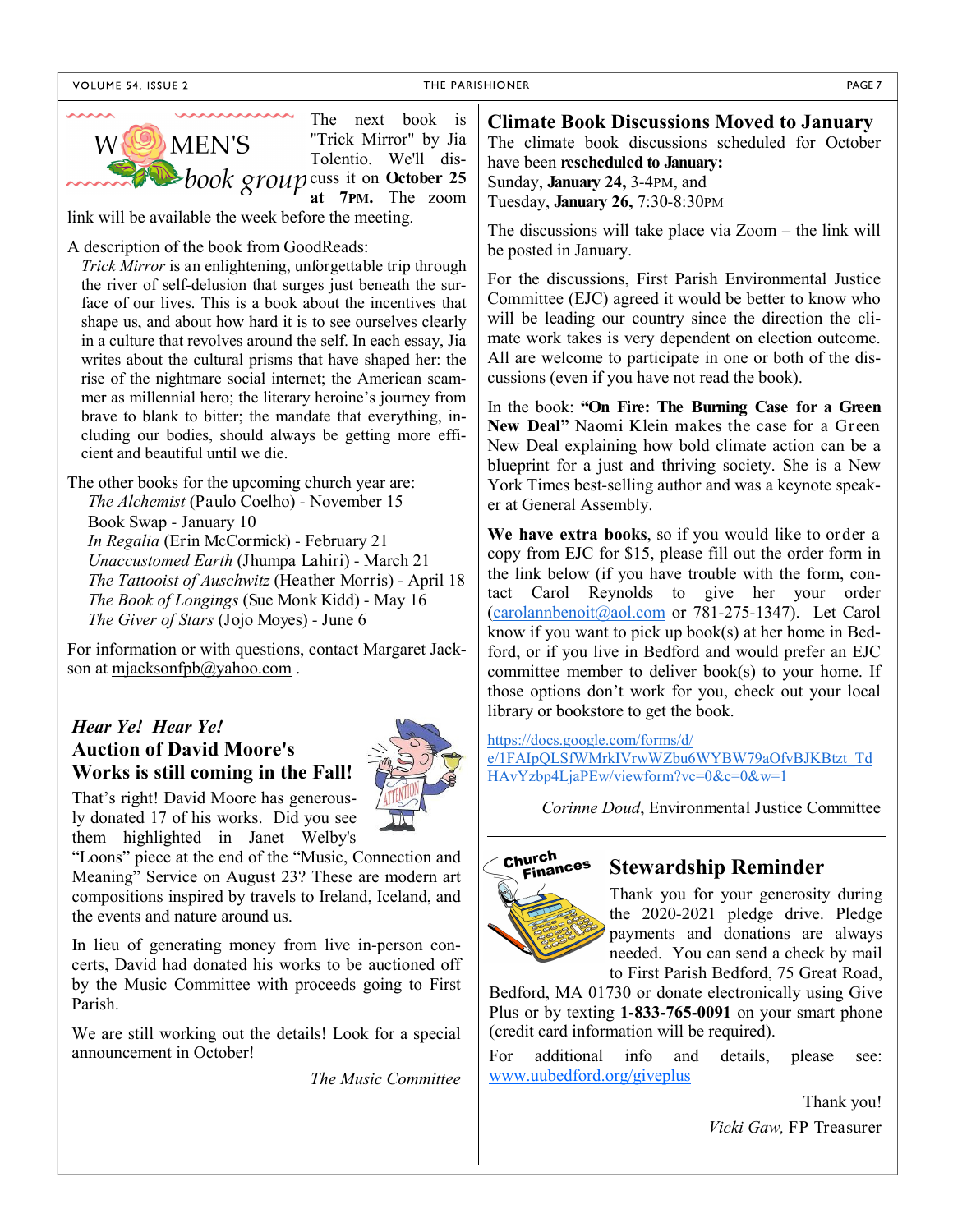## WOMEN'S book group

The next book is "Trick Mirror" by Jia Tolentio. We'll discuss it on **October 25 at 7PM.** The zoom link will be available the week before the meeting.

A description of the book from GoodReads:

> *Trick Mirror* is an enlightening, unforgettable trip through the river of self-delusion that surges just beneath the surface of our lives. This is a book about the incentives that shape us, and about how hard it is to see ourselves clearly in a culture that revolves around the self. In each essay, Jia writes about the cultural prisms that have shaped her: the rise of the nightmare social internet; the American scammer as millennial hero; the literary heroine's journey from brave to blank to bitter; the mandate that everything, including our bodies, should always be getting more efficient and beautiful until we die.

The other books for the upcoming church year are:

- *The Alchemist* (Paulo Coelho) - November 15
- Book Swap - January 10
- *In Regalia* (Erin McCormick) - February 21
- *Unaccustomed Earth* (Jhumpa Lahiri) - March 21
- *The Tattooist of Auschwitz* (Heather Morris) - April 18
- *The Book of Longings* (Sue Monk Kidd) - May 16
- *The Giver of Stars* (Jojo Moyes) - June 6

For information or with questions, contact Margaret Jackson at mjacksonfpb@yahoo.com .

---

## *Hear Ye! Hear Ye!* Auction of David Moore's Works is still coming in the Fall!

That's right! David Moore has generously donated 17 of his works. Did you see them highlighted in Janet Welby's "Loons" piece at the end of the "Music, Connection and Meaning" Service on August 23? These are modern art compositions inspired by travels to Ireland, Iceland, and the events and nature around us.

In lieu of generating money from live in-person concerts, David had donated his works to be auctioned off by the Music Committee with proceeds going to First Parish.

We are still working out the details! Look for a special announcement in October!

*The Music Committee*

---

## Climate Book Discussions Moved to January

The climate book discussions scheduled for October have been **rescheduled to January:**
Sunday, **January 24,** 3-4PM, and
Tuesday, **January 26,** 7:30-8:30PM

The discussions will take place via Zoom – the link will be posted in January.

For the discussions, First Parish Environmental Justice Committee (EJC) agreed it would be better to know who will be leading our country since the direction the climate work takes is very dependent on election outcome. All are welcome to participate in one or both of the discussions (even if you have not read the book).

In the book: **"On Fire: The Burning Case for a Green New Deal"** Naomi Klein makes the case for a Green New Deal explaining how bold climate action can be a blueprint for a just and thriving society. She is a New York Times best-selling author and was a keynote speaker at General Assembly.

**We have extra books**, so if you would like to order a copy from EJC for $15, please fill out the order form in the link below (if you have trouble with the form, contact Carol Reynolds to give her your order (carolannbenoit@aol.com or 781-275-1347). Let Carol know if you want to pick up book(s) at her home in Bedford, or if you live in Bedford and would prefer an EJC committee member to deliver book(s) to your home. If those options don't work for you, check out your local library or bookstore to get the book.

https://docs.google.com/forms/d/e/1FAIpQLSfWMrkIVrwWZbu6WYBW79aOfvBJKBtzt_TdHAvYzbp4LjaPEw/viewform?vc=0&c=0&w=1

*Corinne Doud*, Environmental Justice Committee

---

## Stewardship Reminder

Thank you for your generosity during the 2020-2021 pledge drive. Pledge payments and donations are always needed. You can send a check by mail to First Parish Bedford, 75 Great Road, Bedford, MA 01730 or donate electronically using Give Plus or by texting **1-833-765-0091** on your smart phone (credit card information will be required).

For additional info and details, please see: www.uubedford.org/giveplus

Thank you!

*Vicki Gaw,* FP Treasurer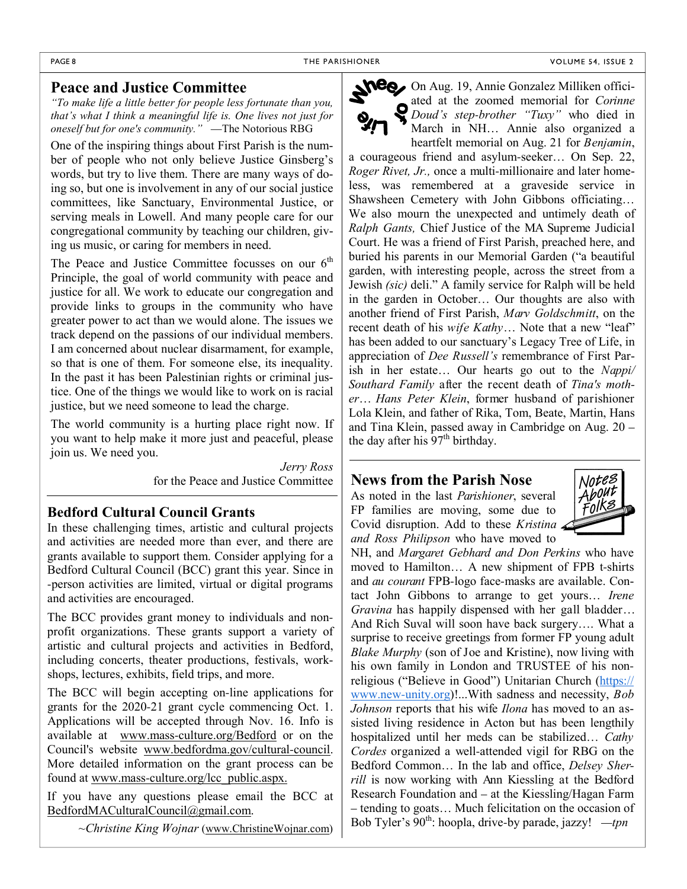## Peace and Justice Committee

*"To make life a little better for people less fortunate than you, that's what I think a meaningful life is. One lives not just for oneself but for one's community."* —The Notorious RBG

One of the inspiring things about First Parish is the number of people who not only believe Justice Ginsberg's words, but try to live them. There are many ways of doing so, but one is involvement in any of our social justice committees, like Sanctuary, Environmental Justice, or serving meals in Lowell. And many people care for our congregational community by teaching our children, giving us music, or caring for members in need.

The Peace and Justice Committee focusses on our 6th Principle, the goal of world community with peace and justice for all. We work to educate our congregation and provide links to groups in the community who have greater power to act than we would alone. The issues we track depend on the passions of our individual members. I am concerned about nuclear disarmament, for example, so that is one of them. For someone else, its inequality. In the past it has been Palestinian rights or criminal justice. One of the things we would like to work on is racial justice, but we need someone to lead the charge.

The world community is a hurting place right now. If you want to help make it more just and peaceful, please join us. We need you.

*Jerry Ross*
for the Peace and Justice Committee

## Bedford Cultural Council Grants

In these challenging times, artistic and cultural projects and activities are needed more than ever, and there are grants available to support them. Consider applying for a Bedford Cultural Council (BCC) grant this year. Since in-person activities are limited, virtual or digital programs and activities are encouraged.

The BCC provides grant money to individuals and non-profit organizations. These grants support a variety of artistic and cultural projects and activities in Bedford, including concerts, theater productions, festivals, workshops, lectures, exhibits, field trips, and more.

The BCC will begin accepting on-line applications for grants for the 2020-21 grant cycle commencing Oct. 1. Applications will be accepted through Nov. 16. Info is available at www.mass-culture.org/Bedford or on the Council's website www.bedfordma.gov/cultural-council. More detailed information on the grant process can be found at www.mass-culture.org/lcc_public.aspx.

If you have any questions please email the BCC at BedfordMACulturalCouncil@gmail.com.

~*Christine King Wojnar* (www.ChristineWojnar.com)

## Wheel of Life

On Aug. 19, Annie Gonzalez Milliken officiated at the zoomed memorial for *Corinne Doud's step-brother "Tuxy"* who died in March in NH… Annie also organized a heartfelt memorial on Aug. 21 for *Benjamin*, a courageous friend and asylum-seeker… On Sep. 22, *Roger Rivet, Jr.,* once a multi-millionaire and later homeless, was remembered at a graveside service in Shawsheen Cemetery with John Gibbons officiating… We also mourn the unexpected and untimely death of *Ralph Gants,* Chief Justice of the MA Supreme Judicial Court. He was a friend of First Parish, preached here, and buried his parents in our Memorial Garden ("a beautiful garden, with interesting people, across the street from a Jewish *(sic)* deli." A family service for Ralph will be held in the garden in October… Our thoughts are also with another friend of First Parish, *Marv Goldschmitt*, on the recent death of his *wife Kathy*… Note that a new "leaf" has been added to our sanctuary's Legacy Tree of Life, in appreciation of *Dee Russell's* remembrance of First Parish in her estate… Our hearts go out to the *Nappi/ Southard Family* after the recent death of *Tina's mother*… *Hans Peter Klein*, former husband of parishioner Lola Klein, and father of Rika, Tom, Beate, Martin, Hans and Tina Klein, passed away in Cambridge on Aug. 20 – the day after his 97th birthday.

## News from the Parish Nose

Notes About Folks

As noted in the last *Parishioner*, several FP families are moving, some due to Covid disruption. Add to these *Kristina and Ross Philipson* who have moved to NH, and *Margaret Gebhard and Don Perkins* who have moved to Hamilton… A new shipment of FPB t-shirts and *au courant* FPB-logo face-masks are available. Contact John Gibbons to arrange to get yours… *Irene Gravina* has happily dispensed with her gall bladder… And Rich Suval will soon have back surgery…. What a surprise to receive greetings from former FP young adult *Blake Murphy* (son of Joe and Kristine), now living with his own family in London and TRUSTEE of his non-religious ("Believe in Good") Unitarian Church (https://www.new-unity.org)!...With sadness and necessity, *Bob Johnson* reports that his wife *Ilona* has moved to an assisted living residence in Acton but has been lengthily hospitalized until her meds can be stabilized… *Cathy Cordes* organized a well-attended vigil for RBG on the Bedford Common… In the lab and office, *Delsey Sherrill* is now working with Ann Kiessling at the Bedford Research Foundation and – at the Kiessling/Hagan Farm – tending to goats… Much felicitation on the occasion of Bob Tyler's 90th: hoopla, drive-by parade, jazzy! —*tpn*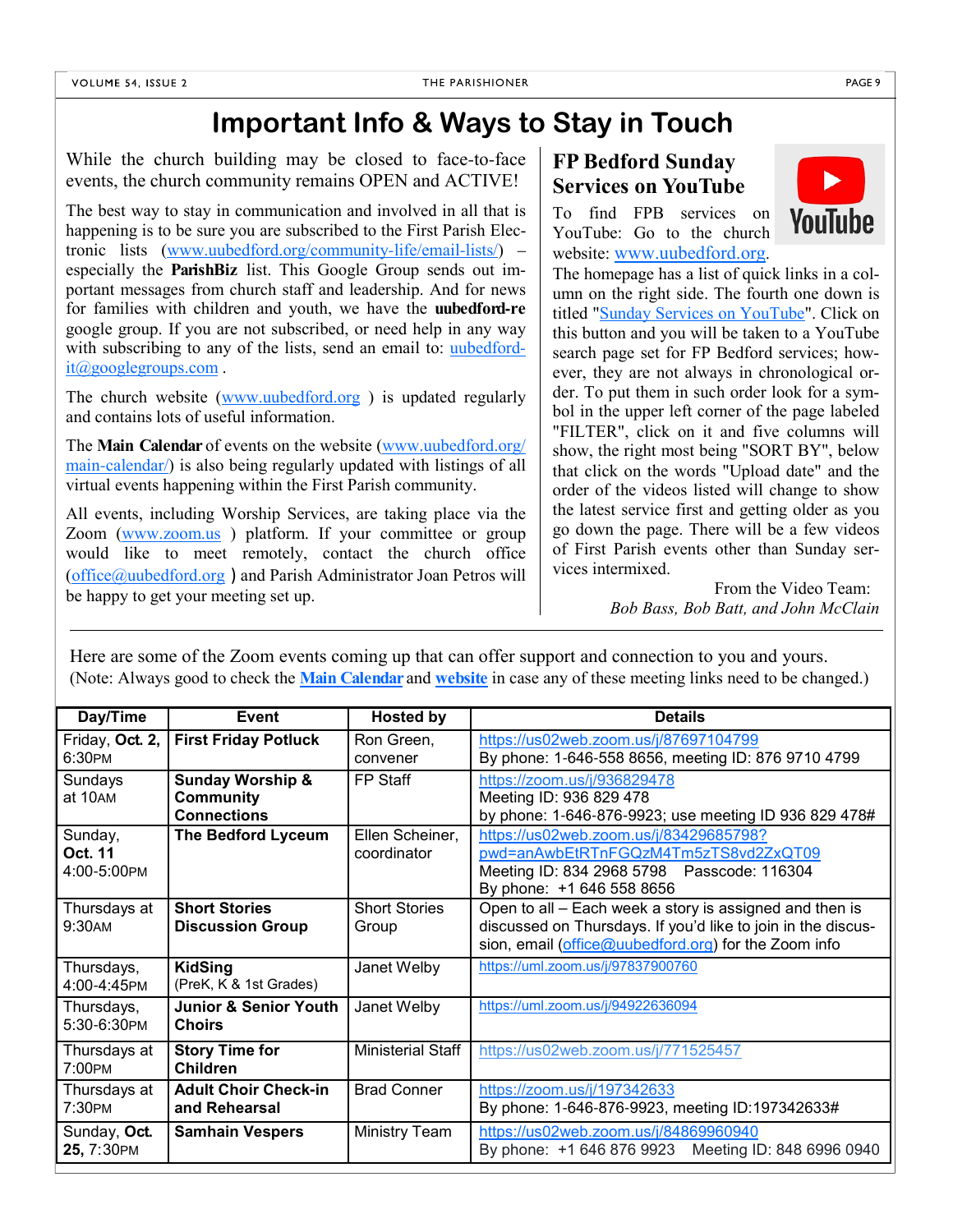# Important Info & Ways to Stay in Touch

While the church building may be closed to face-to-face events, the church community remains OPEN and ACTIVE!

The best way to stay in communication and involved in all that is happening is to be sure you are subscribed to the First Parish Electronic lists (www.uubedford.org/community-life/email-lists/) – especially the **ParishBiz** list. This Google Group sends out important messages from church staff and leadership. And for news for families with children and youth, we have the **uubedford-re** google group. If you are not subscribed, or need help in any way with subscribing to any of the lists, send an email to: uubedford-it@googlegroups.com .

The church website (www.uubedford.org ) is updated regularly and contains lots of useful information.

The **Main Calendar** of events on the website (www.uubedford.org/main-calendar/) is also being regularly updated with listings of all virtual events happening within the First Parish community.

All events, including Worship Services, are taking place via the Zoom (www.zoom.us ) platform. If your committee or group would like to meet remotely, contact the church office (office@uubedford.org ) and Parish Administrator Joan Petros will be happy to get your meeting set up.

## FP Bedford Sunday Services on YouTube

To find FPB services on YouTube: Go to the church website: www.uubedford.org.

The homepage has a list of quick links in a column on the right side. The fourth one down is titled "Sunday Services on YouTube". Click on this button and you will be taken to a YouTube search page set for FP Bedford services; however, they are not always in chronological order. To put them in such order look for a symbol in the upper left corner of the page labeled "FILTER", click on it and five columns will show, the right most being "SORT BY", below that click on the words "Upload date" and the order of the videos listed will change to show the latest service first and getting older as you go down the page. There will be a few videos of First Parish events other than Sunday services intermixed.

From the Video Team:
*Bob Bass, Bob Batt, and John McClain*

---

Here are some of the Zoom events coming up that can offer support and connection to you and yours.
(Note: Always good to check the **Main Calendar** and **website** in case any of these meeting links need to be changed.)

| Day/Time | Event | Hosted by | Details |
|---|---|---|---|
| Friday, **Oct. 2**, 6:30PM | **First Friday Potluck** | Ron Green, convener | https://us02web.zoom.us/j/87697104799<br>By phone: 1-646-558 8656, meeting ID: 876 9710 4799 |
| Sundays at 10AM | **Sunday Worship & Community Connections** | FP Staff | https://zoom.us/j/936829478<br>Meeting ID: 936 829 478<br>by phone: 1-646-876-9923; use meeting ID 936 829 478# |
| Sunday, **Oct. 11** 4:00-5:00PM | **The Bedford Lyceum** | Ellen Scheiner, coordinator | https://us02web.zoom.us/j/83429685798?pwd=anAwbEtRTnFGQzM4Tm5zTS8vd2ZxQT09<br>Meeting ID: 834 2968 5798 Passcode: 116304<br>By phone: +1 646 558 8656 |
| Thursdays at 9:30AM | **Short Stories Discussion Group** | Short Stories Group | Open to all – Each week a story is assigned and then is discussed on Thursdays. If you'd like to join in the discussion, email (office@uubedford.org) for the Zoom info |
| Thursdays, 4:00-4:45PM | **KidSing** (PreK, K & 1st Grades) | Janet Welby | https://uml.zoom.us/j/97837900760 |
| Thursdays, 5:30-6:30PM | **Junior & Senior Youth Choirs** | Janet Welby | https://uml.zoom.us/j/94922636094 |
| Thursdays at 7:00PM | **Story Time for Children** | Ministerial Staff | https://us02web.zoom.us/j/771525457 |
| Thursdays at 7:30PM | **Adult Choir Check-in and Rehearsal** | Brad Conner | https://zoom.us/j/197342633<br>By phone: 1-646-876-9923, meeting ID:197342633# |
| Sunday, **Oct. 25**, 7:30PM | **Samhain Vespers** | Ministry Team | https://us02web.zoom.us/j/84869960940<br>By phone: +1 646 876 9923 Meeting ID: 848 6996 0940 |